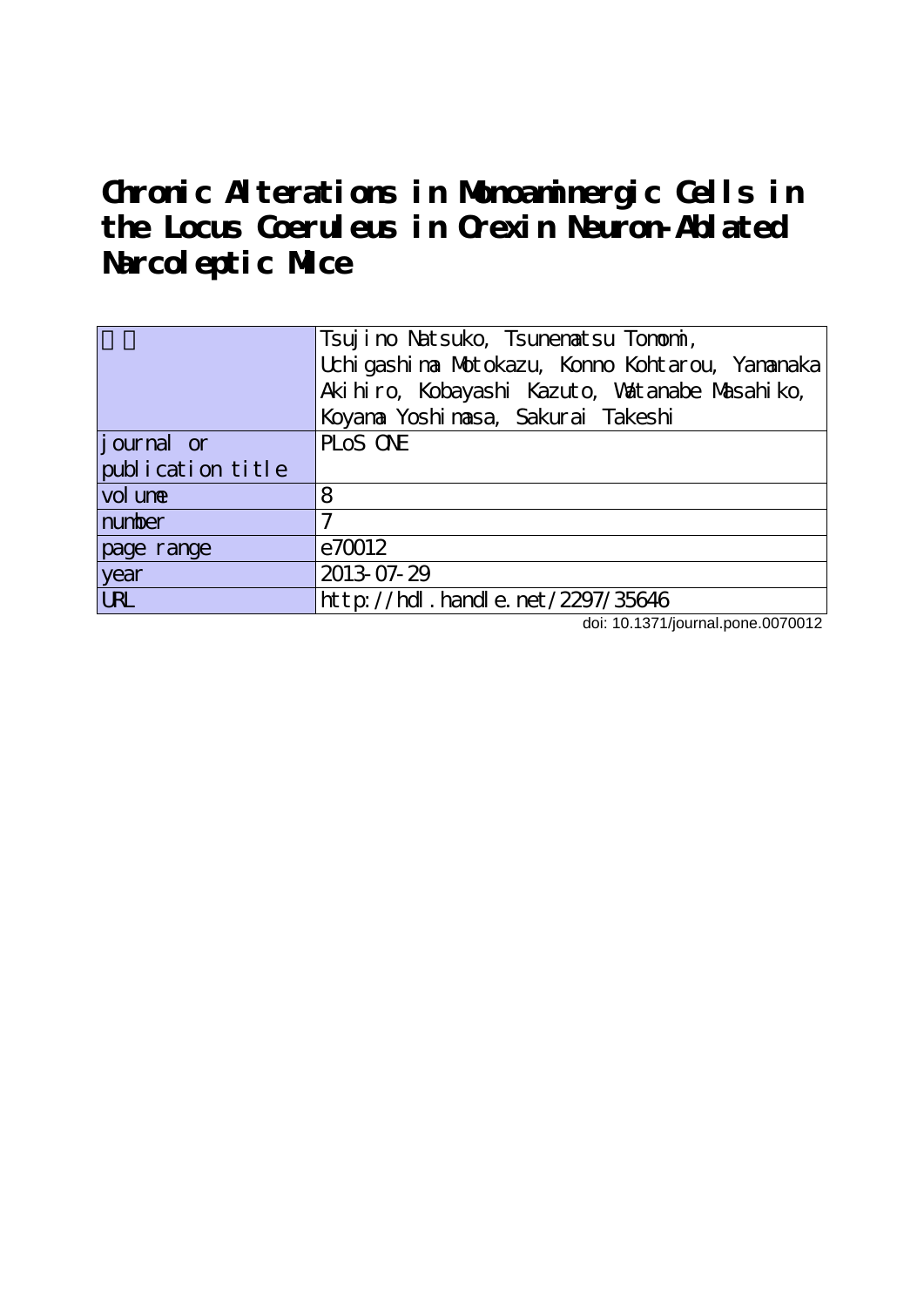# Chronic Alterations in Monoaminergic Cells in the Locus Coeruleus in Orexin Neuron-Ablated Narcoleptic Mice

| 著者 | Tsujino Natsuko, Tsunematsu Tomomi, Uchigashima Motokazu, Konno Kohtarou, Yamanaka Akihiro, Kobayashi Kazuto, Watanabe Masahiko, Koyama Yoshimasa, Sakurai Takeshi |
|---|---|
| journal or publication title | PLoS ONE |
| volume | 8 |
| number | 7 |
| page range | e70012 |
| year | 2013-07-29 |
| URL | http://hdl.handle.net/2297/35646 |

doi: 10.1371/journal.pone.0070012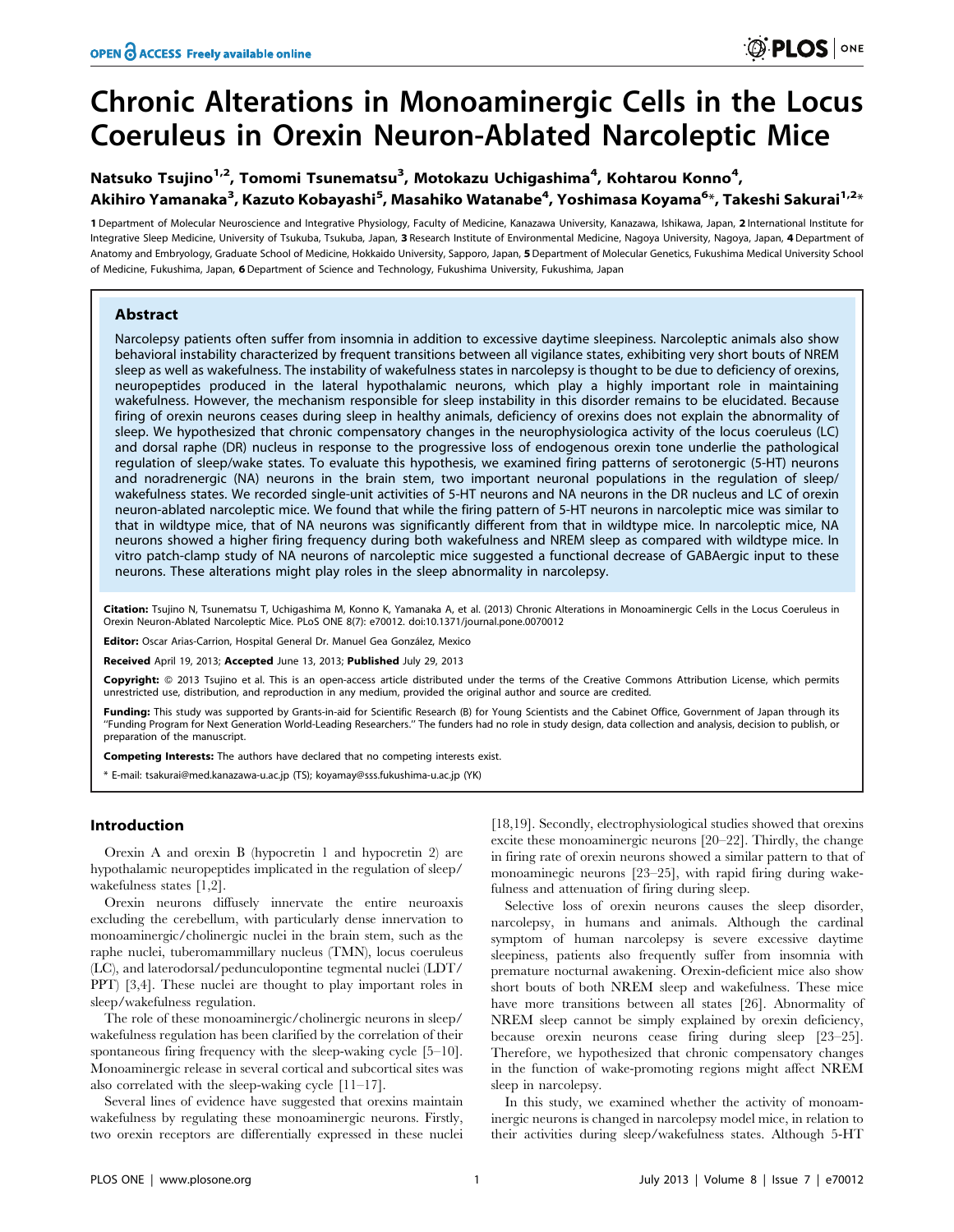# Chronic Alterations in Monoaminergic Cells in the Locus Coeruleus in Orexin Neuron-Ablated Narcoleptic Mice

**Natsuko Tsujino[1,2], Tomomi Tsunematsu[3], Motokazu Uchigashima[4], Kohtarou Konno[4], Akihiro Yamanaka[3], Kazuto Kobayashi[5], Masahiko Watanabe[4], Yoshimasa Koyama[6]\*, Takeshi Sakurai[1,2]\***

**1** Department of Molecular Neuroscience and Integrative Physiology, Faculty of Medicine, Kanazawa University, Kanazawa, Ishikawa, Japan, **2** International Institute for Integrative Sleep Medicine, University of Tsukuba, Tsukuba, Japan, **3** Research Institute of Environmental Medicine, Nagoya University, Nagoya, Japan, **4** Department of Anatomy and Embryology, Graduate School of Medicine, Hokkaido University, Sapporo, Japan, **5** Department of Molecular Genetics, Fukushima Medical University School of Medicine, Fukushima, Japan, **6** Department of Science and Technology, Fukushima University, Fukushima, Japan

## Abstract

Narcolepsy patients often suffer from insomnia in addition to excessive daytime sleepiness. Narcoleptic animals also show behavioral instability characterized by frequent transitions between all vigilance states, exhibiting very short bouts of NREM sleep as well as wakefulness. The instability of wakefulness states in narcolepsy is thought to be due to deficiency of orexins, neuropeptides produced in the lateral hypothalamic neurons, which play a highly important role in maintaining wakefulness. However, the mechanism responsible for sleep instability in this disorder remains to be elucidated. Because firing of orexin neurons ceases during sleep in healthy animals, deficiency of orexins does not explain the abnormality of sleep. We hypothesized that chronic compensatory changes in the neurophysiologica activity of the locus coeruleus (LC) and dorsal raphe (DR) nucleus in response to the progressive loss of endogenous orexin tone underlie the pathological regulation of sleep/wake states. To evaluate this hypothesis, we examined firing patterns of serotonergic (5-HT) neurons and noradrenergic (NA) neurons in the brain stem, two important neuronal populations in the regulation of sleep/wakefulness states. We recorded single-unit activities of 5-HT neurons and NA neurons in the DR nucleus and LC of orexin neuron-ablated narcoleptic mice. We found that while the firing pattern of 5-HT neurons in narcoleptic mice was similar to that in wildtype mice, that of NA neurons was significantly different from that in wildtype mice. In narcoleptic mice, NA neurons showed a higher firing frequency during both wakefulness and NREM sleep as compared with wildtype mice. In vitro patch-clamp study of NA neurons of narcoleptic mice suggested a functional decrease of GABAergic input to these neurons. These alterations might play roles in the sleep abnormality in narcolepsy.

**Citation:** Tsujino N, Tsunematsu T, Uchigashima M, Konno K, Yamanaka A, et al. (2013) Chronic Alterations in Monoaminergic Cells in the Locus Coeruleus in Orexin Neuron-Ablated Narcoleptic Mice. PLoS ONE 8(7): e70012. doi:10.1371/journal.pone.0070012

**Editor:** Oscar Arias-Carrion, Hospital General Dr. Manuel Gea González, Mexico

**Received** April 19, 2013; **Accepted** June 13, 2013; **Published** July 29, 2013

**Copyright:** © 2013 Tsujino et al. This is an open-access article distributed under the terms of the Creative Commons Attribution License, which permits unrestricted use, distribution, and reproduction in any medium, provided the original author and source are credited.

**Funding:** This study was supported by Grants-in-aid for Scientific Research (B) for Young Scientists and the Cabinet Office, Government of Japan through its "Funding Program for Next Generation World-Leading Researchers." The funders had no role in study design, data collection and analysis, decision to publish, or preparation of the manuscript.

**Competing Interests:** The authors have declared that no competing interests exist.

\* E-mail: tsakurai@med.kanazawa-u.ac.jp (TS); koyamay@sss.fukushima-u.ac.jp (YK)

## Introduction

Orexin A and orexin B (hypocretin 1 and hypocretin 2) are hypothalamic neuropeptides implicated in the regulation of sleep/wakefulness states [1,2].

Orexin neurons diffusely innervate the entire neuroaxis excluding the cerebellum, with particularly dense innervation to monoaminergic/cholinergic nuclei in the brain stem, such as the raphe nuclei, tuberomammillary nucleus (TMN), locus coeruleus (LC), and laterodorsal/pedunculopontine tegmental nuclei (LDT/PPT) [3,4]. These nuclei are thought to play important roles in sleep/wakefulness regulation.

The role of these monoaminergic/cholinergic neurons in sleep/wakefulness regulation has been clarified by the correlation of their spontaneous firing frequency with the sleep-waking cycle [5–10]. Monoaminergic release in several cortical and subcortical sites was also correlated with the sleep-waking cycle [11–17].

Several lines of evidence have suggested that orexins maintain wakefulness by regulating these monoaminergic neurons. Firstly, two orexin receptors are differentially expressed in these nuclei [18,19]. Secondly, electrophysiological studies showed that orexins excite these monoaminergic neurons [20–22]. Thirdly, the change in firing rate of orexin neurons showed a similar pattern to that of monoaminegic neurons [23–25], with rapid firing during wakefulness and attenuation of firing during sleep.

Selective loss of orexin neurons causes the sleep disorder, narcolepsy, in humans and animals. Although the cardinal symptom of human narcolepsy is severe excessive daytime sleepiness, patients also frequently suffer from insomnia with premature nocturnal awakening. Orexin-deficient mice also show short bouts of both NREM sleep and wakefulness. These mice have more transitions between all states [26]. Abnormality of NREM sleep cannot be simply explained by orexin deficiency, because orexin neurons cease firing during sleep [23–25]. Therefore, we hypothesized that chronic compensatory changes in the function of wake-promoting regions might affect NREM sleep in narcolepsy.

In this study, we examined whether the activity of monoaminergic neurons is changed in narcolepsy model mice, in relation to their activities during sleep/wakefulness states. Although 5-HT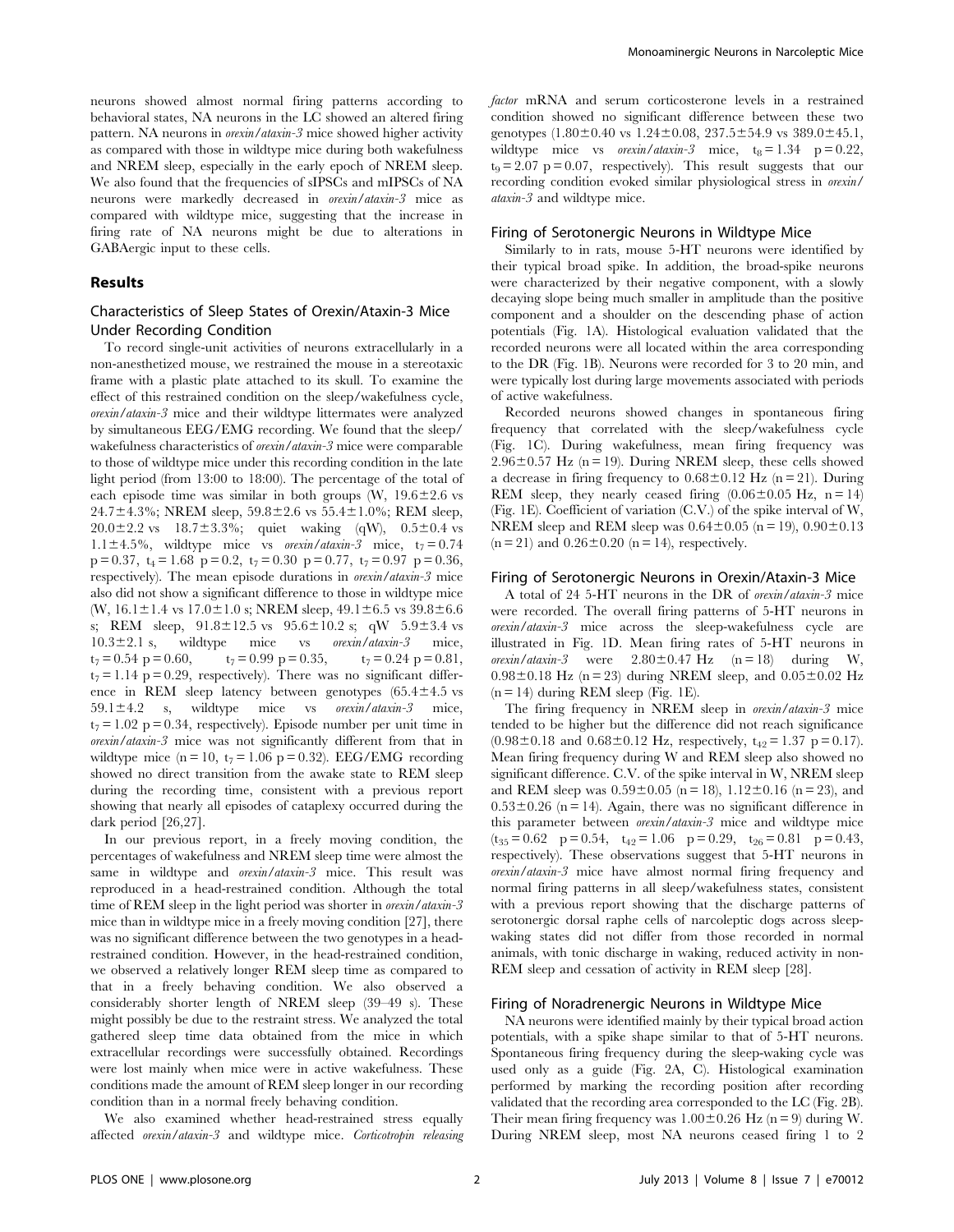neurons showed almost normal firing patterns according to behavioral states, NA neurons in the LC showed an altered firing pattern. NA neurons in *orexin/ataxin-3* mice showed higher activity as compared with those in wildtype mice during both wakefulness and NREM sleep, especially in the early epoch of NREM sleep. We also found that the frequencies of sIPSCs and mIPSCs of NA neurons were markedly decreased in *orexin/ataxin-3* mice as compared with wildtype mice, suggesting that the increase in firing rate of NA neurons might be due to alterations in GABAergic input to these cells.

## Results

### Characteristics of Sleep States of Orexin/Ataxin-3 Mice Under Recording Condition

To record single-unit activities of neurons extracellularly in a non-anesthetized mouse, we restrained the mouse in a stereotaxic frame with a plastic plate attached to its skull. To examine the effect of this restrained condition on the sleep/wakefulness cycle, *orexin/ataxin-3* mice and their wildtype littermates were analyzed by simultaneous EEG/EMG recording. We found that the sleep/wakefulness characteristics of *orexin/ataxin-3* mice were comparable to those of wildtype mice under this recording condition in the late light period (from 13:00 to 18:00). The percentage of the total of each episode time was similar in both groups (W, 19.6±2.6 vs 24.7±4.3%; NREM sleep, 59.8±2.6 vs 55.4±1.0%; REM sleep, 20.0±2.2 vs 18.7±3.3%; quiet waking (qW), 0.5±0.4 vs 1.1±4.5%, wildtype mice vs *orexin/ataxin-3* mice, $t_7 = 0.74$ $p = 0.37$, $t_4 = 1.68$ $p = 0.2$, $t_7 = 0.30$ $p = 0.77$, $t_7 = 0.97$ $p = 0.36$, respectively). The mean episode durations in *orexin/ataxin-3* mice also did not show a significant difference to those in wildtype mice (W, 16.1±1.4 vs 17.0±1.0 s; NREM sleep, 49.1±6.5 vs 39.8±6.6 s; REM sleep, 91.8±12.5 vs 95.6±10.2 s; qW 5.9±3.4 vs 10.3±2.1 s, wildtype mice vs *orexin/ataxin-3* mice, $t_7 = 0.54$ $p = 0.60$, $t_7 = 0.99$ $p = 0.35$, $t_7 = 0.24$ $p = 0.81$, $t_7 = 1.14$ $p = 0.29$, respectively). There was no significant difference in REM sleep latency between genotypes (65.4±4.5 vs 59.1±4.2 s, wildtype mice vs *orexin/ataxin-3* mice, $t_7 = 1.02$ $p = 0.34$, respectively). Episode number per unit time in *orexin/ataxin-3* mice was not significantly different from that in wildtype mice ($n = 10$, $t_7 = 1.06$ $p = 0.32$). EEG/EMG recording showed no direct transition from the awake state to REM sleep during the recording time, consistent with a previous report showing that nearly all episodes of cataplexy occurred during the dark period [26,27].

In our previous report, in a freely moving condition, the percentages of wakefulness and NREM sleep time were almost the same in wildtype and *orexin/ataxin-3* mice. This result was reproduced in a head-restrained condition. Although the total time of REM sleep in the light period was shorter in *orexin/ataxin-3* mice than in wildtype mice in a freely moving condition [27], there was no significant difference between the two genotypes in a head-restrained condition. However, in the head-restrained condition, we observed a relatively longer REM sleep time as compared to that in a freely behaving condition. We also observed a considerably shorter length of NREM sleep (39–49 s). These might possibly be due to the restraint stress. We analyzed the total gathered sleep time data obtained from the mice in which extracellular recordings were successfully obtained. Recordings were lost mainly when mice were in active wakefulness. These conditions made the amount of REM sleep longer in our recording condition than in a normal freely behaving condition.

We also examined whether head-restrained stress equally affected *orexin/ataxin-3* and wildtype mice. *Corticotropin releasing factor* mRNA and serum corticosterone levels in a restrained condition showed no significant difference between these two genotypes (1.80±0.40 vs 1.24±0.08, 237.5±54.9 vs 389.0±45.1, wildtype mice vs *orexin/ataxin-3* mice, $t_8 = 1.34$ $p = 0.22$, $t_9 = 2.07$ $p = 0.07$, respectively). This result suggests that our recording condition evoked similar physiological stress in *orexin/ataxin-3* and wildtype mice.

### Firing of Serotonergic Neurons in Wildtype Mice

Similarly to in rats, mouse 5-HT neurons were identified by their typical broad spike. In addition, the broad-spike neurons were characterized by their negative component, with a slowly decaying slope being much smaller in amplitude than the positive component and a shoulder on the descending phase of action potentials (Fig. 1A). Histological evaluation validated that the recorded neurons were all located within the area corresponding to the DR (Fig. 1B). Neurons were recorded for 3 to 20 min, and were typically lost during large movements associated with periods of active wakefulness.

Recorded neurons showed changes in spontaneous firing frequency that correlated with the sleep/wakefulness cycle (Fig. 1C). During wakefulness, mean firing frequency was 2.96±0.57 Hz ($n = 19$). During NREM sleep, these cells showed a decrease in firing frequency to 0.68±0.12 Hz ($n = 21$). During REM sleep, they nearly ceased firing (0.06±0.05 Hz, $n = 14$) (Fig. 1E). Coefficient of variation (C.V.) of the spike interval of W, NREM sleep and REM sleep was 0.64±0.05 ($n = 19$), 0.90±0.13 ($n = 21$) and 0.26±0.20 ($n = 14$), respectively.

### Firing of Serotonergic Neurons in Orexin/Ataxin-3 Mice

A total of 24 5-HT neurons in the DR of *orexin/ataxin-3* mice were recorded. The overall firing patterns of 5-HT neurons in *orexin/ataxin-3* mice across the sleep-wakefulness cycle are illustrated in Fig. 1D. Mean firing rates of 5-HT neurons in *orexin/ataxin-3* were 2.80±0.47 Hz ($n = 18$) during W, 0.98±0.18 Hz ($n = 23$) during NREM sleep, and 0.05±0.02 Hz ($n = 14$) during REM sleep (Fig. 1E).

The firing frequency in NREM sleep in *orexin/ataxin-3* mice tended to be higher but the difference did not reach significance (0.98±0.18 and 0.68±0.12 Hz, respectively, $t_{42} = 1.37$ $p = 0.17$). Mean firing frequency during W and REM sleep also showed no significant difference. C.V. of the spike interval in W, NREM sleep and REM sleep was 0.59±0.05 ($n = 18$), 1.12±0.16 ($n = 23$), and 0.53±0.26 ($n = 14$). Again, there was no significant difference in this parameter between *orexin/ataxin-3* mice and wildtype mice ($t_{35} = 0.62$ $p = 0.54$, $t_{42} = 1.06$ $p = 0.29$, $t_{26} = 0.81$ $p = 0.43$, respectively). These observations suggest that 5-HT neurons in *orexin/ataxin-3* mice have almost normal firing frequency and normal firing patterns in all sleep/wakefulness states, consistent with a previous report showing that the discharge patterns of serotonergic dorsal raphe cells of narcoleptic dogs across sleep-waking states did not differ from those recorded in normal animals, with tonic discharge in waking, reduced activity in non-REM sleep and cessation of activity in REM sleep [28].

### Firing of Noradrenergic Neurons in Wildtype Mice

NA neurons were identified mainly by their typical broad action potentials, with a spike shape similar to that of 5-HT neurons. Spontaneous firing frequency during the sleep-waking cycle was used only as a guide (Fig. 2A, C). Histological examination performed by marking the recording position after recording validated that the recording area corresponded to the LC (Fig. 2B). Their mean firing frequency was 1.00±0.26 Hz ($n = 9$) during W. During NREM sleep, most NA neurons ceased firing 1 to 2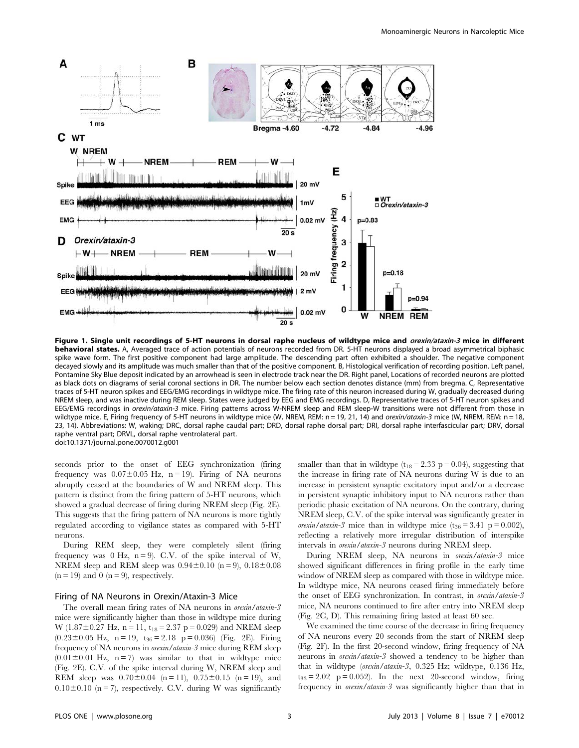**Figure 1. Single unit recordings of 5-HT neurons in dorsal raphe nucleus of wildtype mice and *orexin/ataxin-3* mice in different behavioral states.** A, Averaged trace of action potentials of neurons recorded from DR. 5-HT neurons displayed a broad asymmetrical biphasic spike wave form. The first positive component had large amplitude. The descending part often exhibited a shoulder. The negative component decayed slowly and its amplitude was much smaller than that of the positive component. B, Histological verification of recording position. Left panel, Pontamine Sky Blue deposit indicated by an arrowhead is seen in electrode track near the DR. Right panel, Locations of recorded neurons are plotted as black dots on diagrams of serial coronal sections in DR. The number below each section denotes distance (mm) from bregma. C, Representative traces of 5-HT neuron spikes and EEG/EMG recordings in wildtype mice. The firing rate of this neuron increased during W, gradually decreased during NREM sleep, and was inactive during REM sleep. States were judged by EEG and EMG recordings. D, Representative traces of 5-HT neuron spikes and EEG/EMG recordings in *orexin/ataxin-3* mice. Firing patterns across W-NREM sleep and REM sleep-W transitions were not different from those in wildtype mice. E, Firing frequency of 5-HT neurons in wildtype mice (W, NREM, REM: n = 19, 21, 14) and *orexin/ataxin-3* mice (W, NREM, REM: n = 18, 23, 14). Abbreviations: W, waking; DRC, dorsal raphe caudal part; DRD, dorsal raphe dorsal part; DRI, dorsal raphe interfascicular part; DRV, dorsal raphe ventral part; DRVL, dorsal raphe ventrolateral part.
doi:10.1371/journal.pone.0070012.g001

seconds prior to the onset of EEG synchronization (firing frequency was 0.07±0.05 Hz, n = 19). Firing of NA neurons abruptly ceased at the boundaries of W and NREM sleep. This pattern is distinct from the firing pattern of 5-HT neurons, which showed a gradual decrease of firing during NREM sleep (Fig. 2E). This suggests that the firing pattern of NA neurons is more tightly regulated according to vigilance states as compared with 5-HT neurons.

During REM sleep, they were completely silent (firing frequency was 0 Hz, n = 9). C.V. of the spike interval of W, NREM sleep and REM sleep was 0.94±0.10 (n = 9), 0.18±0.08 (n = 19) and 0 (n = 9), respectively.

### Firing of NA Neurons in Orexin/Ataxin-3 Mice

The overall mean firing rates of NA neurons in *orexin/ataxin-3* mice were significantly higher than those in wildtype mice during W (1.87±0.27 Hz, n = 11, $t_{18}$ = 2.37 p = 0.029) and NREM sleep (0.23±0.05 Hz, n = 19, $t_{36}$ = 2.18 p = 0.036) (Fig. 2E). Firing frequency of NA neurons in *orexin/ataxin-3* mice during REM sleep (0.01±0.01 Hz, n = 7) was similar to that in wildtype mice (Fig. 2E). C.V. of the spike interval during W, NREM sleep and REM sleep was 0.70±0.04 (n = 11), 0.75±0.15 (n = 19), and 0.10±0.10 (n = 7), respectively. C.V. during W was significantly smaller than that in wildtype ($t_{18}$ = 2.33 p = 0.04), suggesting that the increase in firing rate of NA neurons during W is due to an increase in persistent synaptic excitatory input and/or a decrease in persistent synaptic inhibitory input to NA neurons rather than periodic phasic excitation of NA neurons. On the contrary, during NREM sleep, C.V. of the spike interval was significantly greater in *orexin/ataxin-3* mice than in wildtype mice ($t_{36}$ = 3.41 p = 0.002), reflecting a relatively more irregular distribution of interspike intervals in *orexin/ataxin-3* neurons during NREM sleep.

During NREM sleep, NA neurons in *orexin/ataxin-3* mice showed significant differences in firing profile in the early time window of NREM sleep as compared with those in wildtype mice. In wildtype mice, NA neurons ceased firing immediately before the onset of EEG synchronization. In contrast, in *orexin/ataxin-3* mice, NA neurons continued to fire after entry into NREM sleep (Fig. 2C, D). This remaining firing lasted at least 60 sec.

We examined the time course of the decrease in firing frequency of NA neurons every 20 seconds from the start of NREM sleep (Fig. 2F). In the first 20-second window, firing frequency of NA neurons in *orexin/ataxin-3* showed a tendency to be higher than that in wildtype (*orexin/ataxin-3*, 0.325 Hz; wildtype, 0.136 Hz, $t_{33}$ = 2.02 p = 0.052). In the next 20-second window, firing frequency in *orexin/ataxin-3* was significantly higher than that in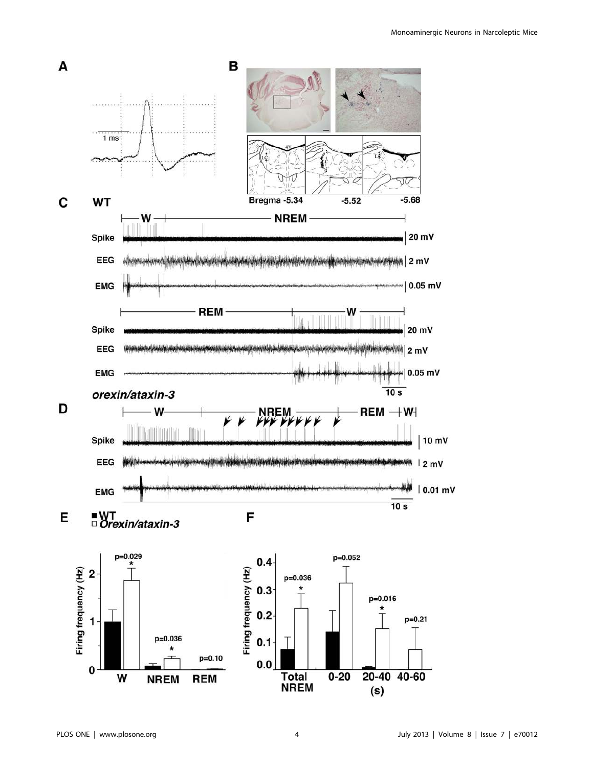A

1 ms

B

4V

Bregma -5.34 -5.52 -5.68

C WT

W NREM

Spike 20 mV

EEG 2 mV

EMG 0.05 mV

REM W

Spike 20 mV

EEG 2 mV

EMG 0.05 mV

10 s

*orexin/ataxin-3*

D

W NREM REM W

Spike 10 mV

EEG 2 mV

EMG 0.01 mV

10 s

E

■ WT
□ *Orexin/ataxin-3*

Firing frequency (Hz)

p=0.029 *

p=0.036 *

p=0.10

W NREM REM

F

Firing frequency (Hz)

p=0.036 *

p=0.052

p=0.016 *

p=0.21

Total NREM 0-20 20-40 40-60

(s)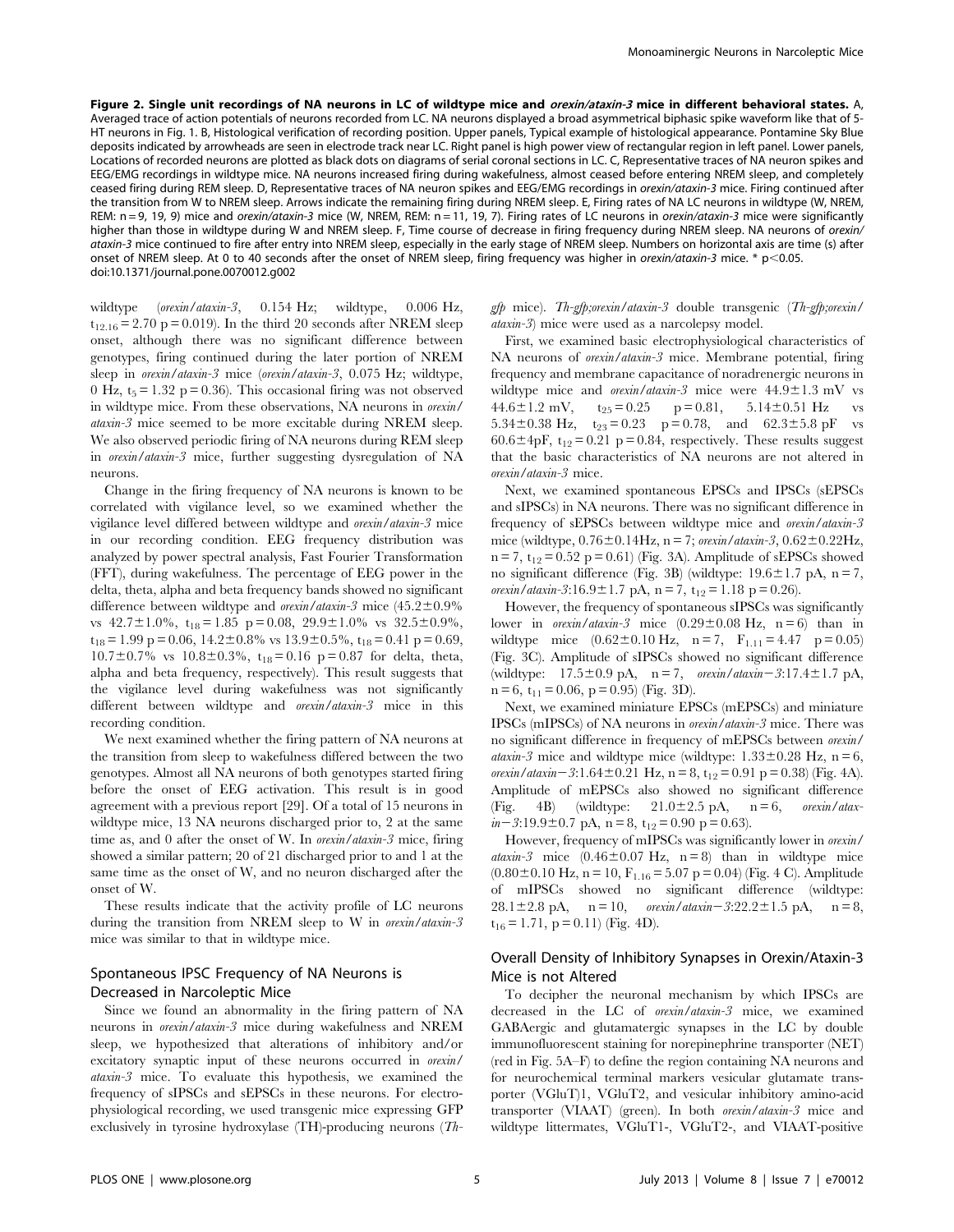**Figure 2. Single unit recordings of NA neurons in LC of wildtype mice and *orexin/ataxin-3* mice in different behavioral states.** A, Averaged trace of action potentials of neurons recorded from LC. NA neurons displayed a broad asymmetrical biphasic spike waveform like that of 5-HT neurons in Fig. 1. B, Histological verification of recording position. Upper panels, Typical example of histological appearance. Pontamine Sky Blue deposits indicated by arrowheads are seen in electrode track near LC. Right panel is high power view of rectangular region in left panel. Lower panels, Locations of recorded neurons are plotted as black dots on diagrams of serial coronal sections in LC. C, Representative traces of NA neuron spikes and EEG/EMG recordings in wildtype mice. NA neurons increased firing during wakefulness, almost ceased before entering NREM sleep, and completely ceased firing during REM sleep. D, Representative traces of NA neuron spikes and EEG/EMG recordings in *orexin/ataxin-3* mice. Firing continued after the transition from W to NREM sleep. Arrows indicate the remaining firing during NREM sleep. E, Firing rates of NA LC neurons in wildtype (W, NREM, REM: n = 9, 19, 9) mice and *orexin/ataxin-3* mice (W, NREM, REM: n = 11, 19, 7). Firing rates of LC neurons in *orexin/ataxin-3* mice were significantly higher than those in wildtype during W and NREM sleep. F, Time course of decrease in firing frequency during NREM sleep. NA neurons of *orexin/ataxin-3* mice continued to fire after entry into NREM sleep, especially in the early stage of NREM sleep. Numbers on horizontal axis are time (s) after onset of NREM sleep. At 0 to 40 seconds after the onset of NREM sleep, firing frequency was higher in *orexin/ataxin-3* mice. * $p<0.05$.
doi:10.1371/journal.pone.0070012.g002

wildtype (*orexin/ataxin-3*, 0.154 Hz; wildtype, 0.006 Hz, $t_{12.16} = 2.70$ $p = 0.019$). In the third 20 seconds after NREM sleep onset, although there was no significant difference between genotypes, firing continued during the later portion of NREM sleep in *orexin/ataxin-3* mice (*orexin/ataxin-3*, 0.075 Hz; wildtype, 0 Hz, $t_5 = 1.32$ $p = 0.36$). This occasional firing was not observed in wildtype mice. From these observations, NA neurons in *orexin/ataxin-3* mice seemed to be more excitable during NREM sleep. We also observed periodic firing of NA neurons during REM sleep in *orexin/ataxin-3* mice, further suggesting dysregulation of NA neurons.

Change in the firing frequency of NA neurons is known to be correlated with vigilance level, so we examined whether the vigilance level differed between wildtype and *orexin/ataxin-3* mice in our recording condition. EEG frequency distribution was analyzed by power spectral analysis, Fast Fourier Transformation (FFT), during wakefulness. The percentage of EEG power in the delta, theta, alpha and beta frequency bands showed no significant difference between wildtype and *orexin/ataxin-3* mice (45.2±0.9% vs 42.7±1.0%, $t_{18} = 1.85$ $p = 0.08$, 29.9±1.0% vs 32.5±0.9%, $t_{18} = 1.99$ $p = 0.06$, 14.2±0.8% vs 13.9±0.5%, $t_{18} = 0.41$ $p = 0.69$, 10.7±0.7% vs 10.8±0.3%, $t_{18} = 0.16$ $p = 0.87$ for delta, theta, alpha and beta frequency, respectively). This result suggests that the vigilance level during wakefulness was not significantly different between wildtype and *orexin/ataxin-3* mice in this recording condition.

We next examined whether the firing pattern of NA neurons at the transition from sleep to wakefulness differed between the two genotypes. Almost all NA neurons of both genotypes started firing before the onset of EEG activation. This result is in good agreement with a previous report [29]. Of a total of 15 neurons in wildtype mice, 13 NA neurons discharged prior to, 2 at the same time as, and 0 after the onset of W. In *orexin/ataxin-3* mice, firing showed a similar pattern; 20 of 21 discharged prior to and 1 at the same time as the onset of W, and no neuron discharged after the onset of W.

These results indicate that the activity profile of LC neurons during the transition from NREM sleep to W in *orexin/ataxin-3* mice was similar to that in wildtype mice.

## Spontaneous IPSC Frequency of NA Neurons is Decreased in Narcoleptic Mice

Since we found an abnormality in the firing pattern of NA neurons in *orexin/ataxin-3* mice during wakefulness and NREM sleep, we hypothesized that alterations of inhibitory and/or excitatory synaptic input of these neurons occurred in *orexin/ataxin-3* mice. To evaluate this hypothesis, we examined the frequency of sIPSCs and sEPSCs in these neurons. For electrophysiological recording, we used transgenic mice expressing GFP exclusively in tyrosine hydroxylase (TH)-producing neurons (*Th-gfp* mice). *Th-gfp;orexin/ataxin-3* double transgenic (*Th-gfp;orexin/ataxin-3*) mice were used as a narcolepsy model.

First, we examined basic electrophysiological characteristics of NA neurons of *orexin/ataxin-3* mice. Membrane potential, firing frequency and membrane capacitance of noradrenergic neurons in wildtype mice and *orexin/ataxin-3* mice were 44.9±1.3 mV vs 44.6±1.2 mV, $t_{25} = 0.25$ $p = 0.81$, 5.14±0.51 Hz vs 5.34±0.38 Hz, $t_{23} = 0.23$ $p = 0.78$, and 62.3±5.8 pF vs 60.6±4pF, $t_{12} = 0.21$ $p = 0.84$, respectively. These results suggest that the basic characteristics of NA neurons are not altered in *orexin/ataxin-3* mice.

Next, we examined spontaneous EPSCs and IPSCs (sEPSCs and sIPSCs) in NA neurons. There was no significant difference in frequency of sEPSCs between wildtype mice and *orexin/ataxin-3* mice (wildtype, 0.76±0.14Hz, n = 7; *orexin/ataxin-3*, 0.62±0.22Hz, n = 7, $t_{12} = 0.52$ $p = 0.61$) (Fig. 3A). Amplitude of sEPSCs showed no significant difference (Fig. 3B) (wildtype: 19.6±1.7 pA, n = 7, *orexin/ataxin-3*:16.9±1.7 pA, n = 7, $t_{12} = 1.18$ $p = 0.26$).

However, the frequency of spontaneous sIPSCs was significantly lower in *orexin/ataxin-3* mice (0.29±0.08 Hz, n = 6) than in wildtype mice (0.62±0.10 Hz, n = 7, $F_{1,11} = 4.47$ $p = 0.05$) (Fig. 3C). Amplitude of sIPSCs showed no significant difference (wildtype: 17.5±0.9 pA, n = 7, *orexin/ataxin−3*:17.4±1.7 pA, n = 6, $t_{11} = 0.06$, $p = 0.95$) (Fig. 3D).

Next, we examined miniature EPSCs (mEPSCs) and miniature IPSCs (mIPSCs) of NA neurons in *orexin/ataxin-3* mice. There was no significant difference in frequency of mEPSCs between *orexin/ataxin-3* mice and wildtype mice (wildtype: 1.33±0.28 Hz, n = 6, *orexin/ataxin−3*:1.64±0.21 Hz, n = 8, $t_{12} = 0.91$ $p = 0.38$) (Fig. 4A). Amplitude of mEPSCs also showed no significant difference (Fig. 4B) (wildtype: 21.0±2.5 pA, n = 6, *orexin/ataxin−3*:19.9±0.7 pA, n = 8, $t_{12} = 0.90$ $p = 0.63$).

However, frequency of mIPSCs was significantly lower in *orexin/ataxin-3* mice (0.46±0.07 Hz, n = 8) than in wildtype mice (0.80±0.10 Hz, n = 10, $F_{1,16} = 5.07$ $p = 0.04$) (Fig. 4 C). Amplitude of mIPSCs showed no significant difference (wildtype: 28.1±2.8 pA, n = 10, *orexin/ataxin−3*:22.2±1.5 pA, n = 8, $t_{16} = 1.71$, $p = 0.11$) (Fig. 4D).

## Overall Density of Inhibitory Synapses in Orexin/Ataxin-3 Mice is not Altered

To decipher the neuronal mechanism by which IPSCs are decreased in the LC of *orexin/ataxin-3* mice, we examined GABAergic and glutamatergic synapses in the LC by double immunofluorescent staining for norepinephrine transporter (NET) (red in Fig. 5A–F) to define the region containing NA neurons and for neurochemical terminal markers vesicular glutamate transporter (VGluT)1, VGluT2, and vesicular inhibitory amino-acid transporter (VIAAT) (green). In both *orexin/ataxin-3* mice and wildtype littermates, VGluT1-, VGluT2-, and VIAAT-positive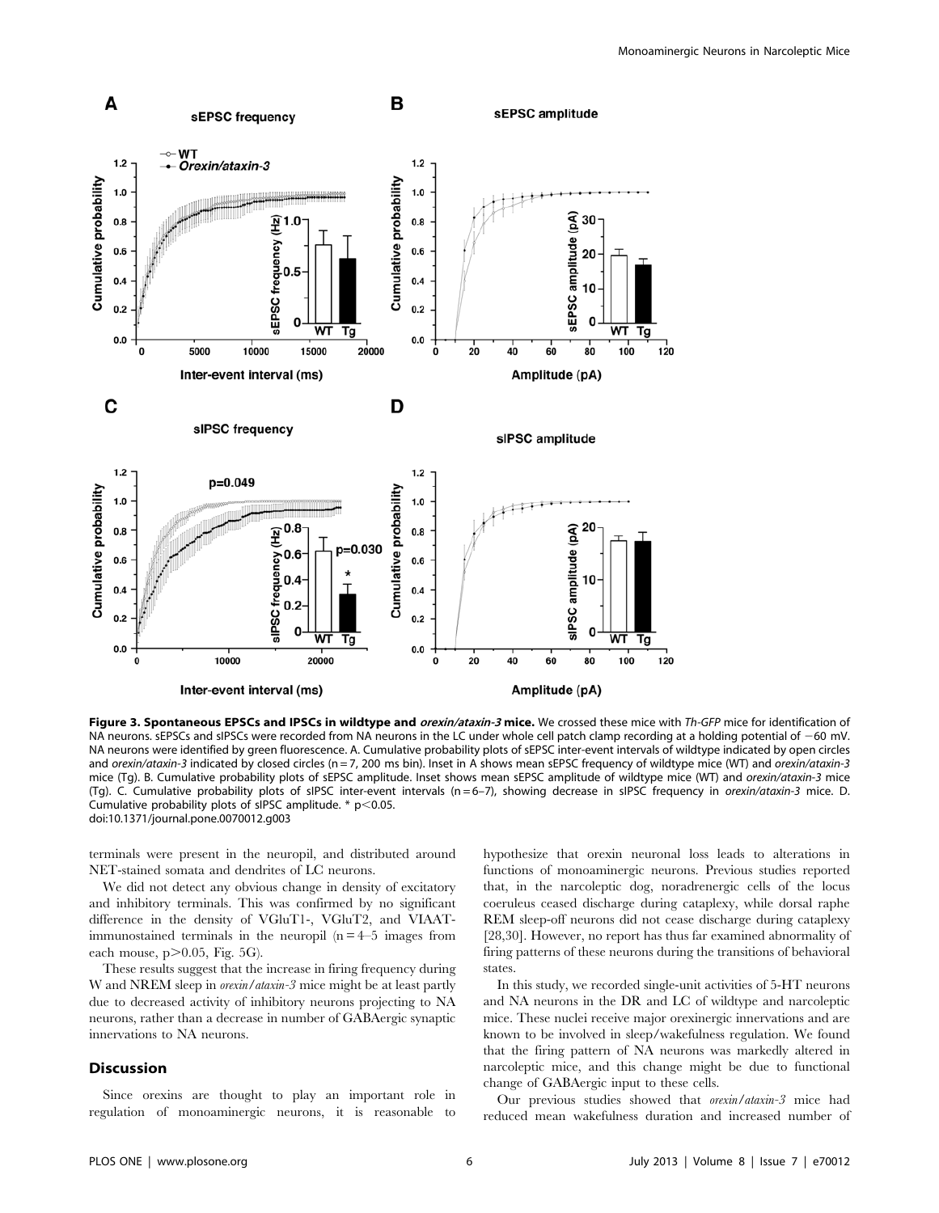**Figure 3. Spontaneous EPSCs and IPSCs in wildtype and *orexin/ataxin-3* mice.** We crossed these mice with *Th-GFP* mice for identification of NA neurons. sEPSCs and sIPSCs were recorded from NA neurons in the LC under whole cell patch clamp recording at a holding potential of −60 mV. NA neurons were identified by green fluorescence. A. Cumulative probability plots of sEPSC inter-event intervals of wildtype indicated by open circles and *orexin/ataxin-3* indicated by closed circles (n = 7, 200 ms bin). Inset in A shows mean sEPSC frequency of wildtype mice (WT) and *orexin/ataxin-3* mice (Tg). B. Cumulative probability plots of sEPSC amplitude. Inset shows mean sEPSC amplitude of wildtype mice (WT) and *orexin/ataxin-3* mice (Tg). C. Cumulative probability plots of sIPSC inter-event intervals (n = 6–7), showing decrease in sIPSC frequency in *orexin/ataxin-3* mice. D. Cumulative probability plots of sIPSC amplitude. * $p<0.05$.
doi:10.1371/journal.pone.0070012.g003

terminals were present in the neuropil, and distributed around NET-stained somata and dendrites of LC neurons.

We did not detect any obvious change in density of excitatory and inhibitory terminals. This was confirmed by no significant difference in the density of VGluT1-, VGluT2, and VIAAT-immunostained terminals in the neuropil (n = 4–5 images from each mouse, $p>0.05$, Fig. 5G).

These results suggest that the increase in firing frequency during W and NREM sleep in *orexin/ataxin-3* mice might be at least partly due to decreased activity of inhibitory neurons projecting to NA neurons, rather than a decrease in number of GABAergic synaptic innervations to NA neurons.

## Discussion

Since orexins are thought to play an important role in regulation of monoaminergic neurons, it is reasonable to hypothesize that orexin neuronal loss leads to alterations in functions of monoaminergic neurons. Previous studies reported that, in the narcoleptic dog, noradrenergic cells of the locus coeruleus ceased discharge during cataplexy, while dorsal raphe REM sleep-off neurons did not cease discharge during cataplexy [28,30]. However, no report has thus far examined abnormality of firing patterns of these neurons during the transitions of behavioral states.

In this study, we recorded single-unit activities of 5-HT neurons and NA neurons in the DR and LC of wildtype and narcoleptic mice. These nuclei receive major orexinergic innervations and are known to be involved in sleep/wakefulness regulation. We found that the firing pattern of NA neurons was markedly altered in narcoleptic mice, and this change might be due to functional change of GABAergic input to these cells.

Our previous studies showed that *orexin/ataxin-3* mice had reduced mean wakefulness duration and increased number of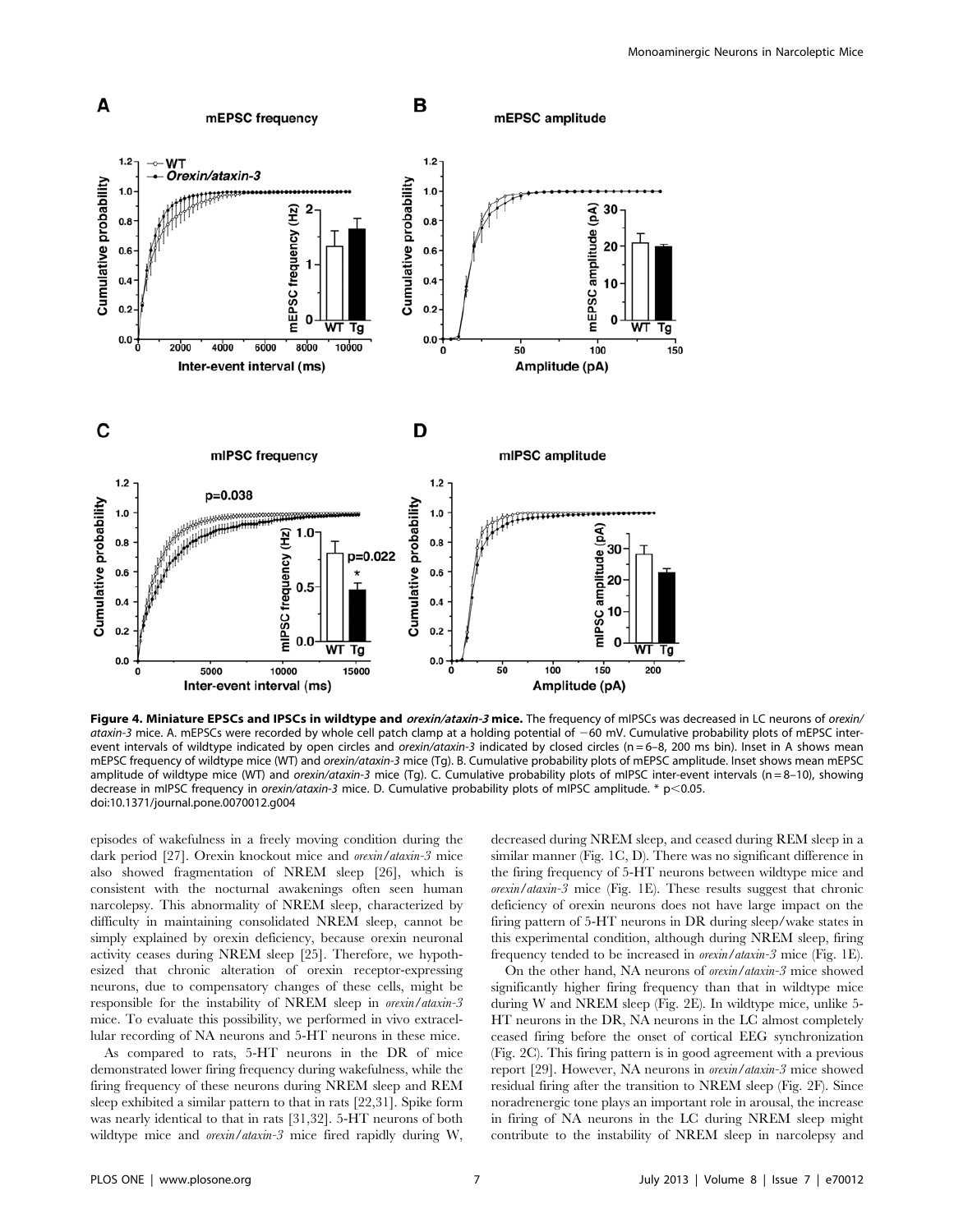**Figure 4. Miniature EPSCs and IPSCs in wildtype and *orexin/ataxin-3* mice.** The frequency of mIPSCs was decreased in LC neurons of *orexin/ataxin-3* mice. A. mEPSCs were recorded by whole cell patch clamp at a holding potential of −60 mV. Cumulative probability plots of mEPSC inter-event intervals of wildtype indicated by open circles and *orexin/ataxin-3* indicated by closed circles (n = 6–8, 200 ms bin). Inset in A shows mean mEPSC frequency of wildtype mice (WT) and *orexin/ataxin-3* mice (Tg). B. Cumulative probability plots of mEPSC amplitude. Inset shows mean mEPSC amplitude of wildtype mice (WT) and *orexin/ataxin-3* mice (Tg). C. Cumulative probability plots of mIPSC inter-event intervals (n = 8–10), showing decrease in mIPSC frequency in *orexin/ataxin-3* mice. D. Cumulative probability plots of mIPSC amplitude. * $p<0.05$.
doi:10.1371/journal.pone.0070012.g004

episodes of wakefulness in a freely moving condition during the dark period [27]. Orexin knockout mice and *orexin/ataxin-3* mice also showed fragmentation of NREM sleep [26], which is consistent with the nocturnal awakenings often seen human narcolepsy. This abnormality of NREM sleep, characterized by difficulty in maintaining consolidated NREM sleep, cannot be simply explained by orexin deficiency, because orexin neuronal activity ceases during NREM sleep [25]. Therefore, we hypothesized that chronic alteration of orexin receptor-expressing neurons, due to compensatory changes of these cells, might be responsible for the instability of NREM sleep in *orexin/ataxin-3* mice. To evaluate this possibility, we performed in vivo extracellular recording of NA neurons and 5-HT neurons in these mice.

As compared to rats, 5-HT neurons in the DR of mice demonstrated lower firing frequency during wakefulness, while the firing frequency of these neurons during NREM sleep and REM sleep exhibited a similar pattern to that in rats [22,31]. Spike form was nearly identical to that in rats [31,32]. 5-HT neurons of both wildtype mice and *orexin/ataxin-3* mice fired rapidly during W, decreased during NREM sleep, and ceased during REM sleep in a similar manner (Fig. 1C, D). There was no significant difference in the firing frequency of 5-HT neurons between wildtype mice and *orexin/ataxin-3* mice (Fig. 1E). These results suggest that chronic deficiency of orexin neurons does not have large impact on the firing pattern of 5-HT neurons in DR during sleep/wake states in this experimental condition, although during NREM sleep, firing frequency tended to be increased in *orexin/ataxin-3* mice (Fig. 1E).

On the other hand, NA neurons of *orexin/ataxin-3* mice showed significantly higher firing frequency than that in wildtype mice during W and NREM sleep (Fig. 2E). In wildtype mice, unlike 5-HT neurons in the DR, NA neurons in the LC almost completely ceased firing before the onset of cortical EEG synchronization (Fig. 2C). This firing pattern is in good agreement with a previous report [29]. However, NA neurons in *orexin/ataxin-3* mice showed residual firing after the transition to NREM sleep (Fig. 2F). Since noradrenergic tone plays an important role in arousal, the increase in firing of NA neurons in the LC during NREM sleep might contribute to the instability of NREM sleep in narcolepsy and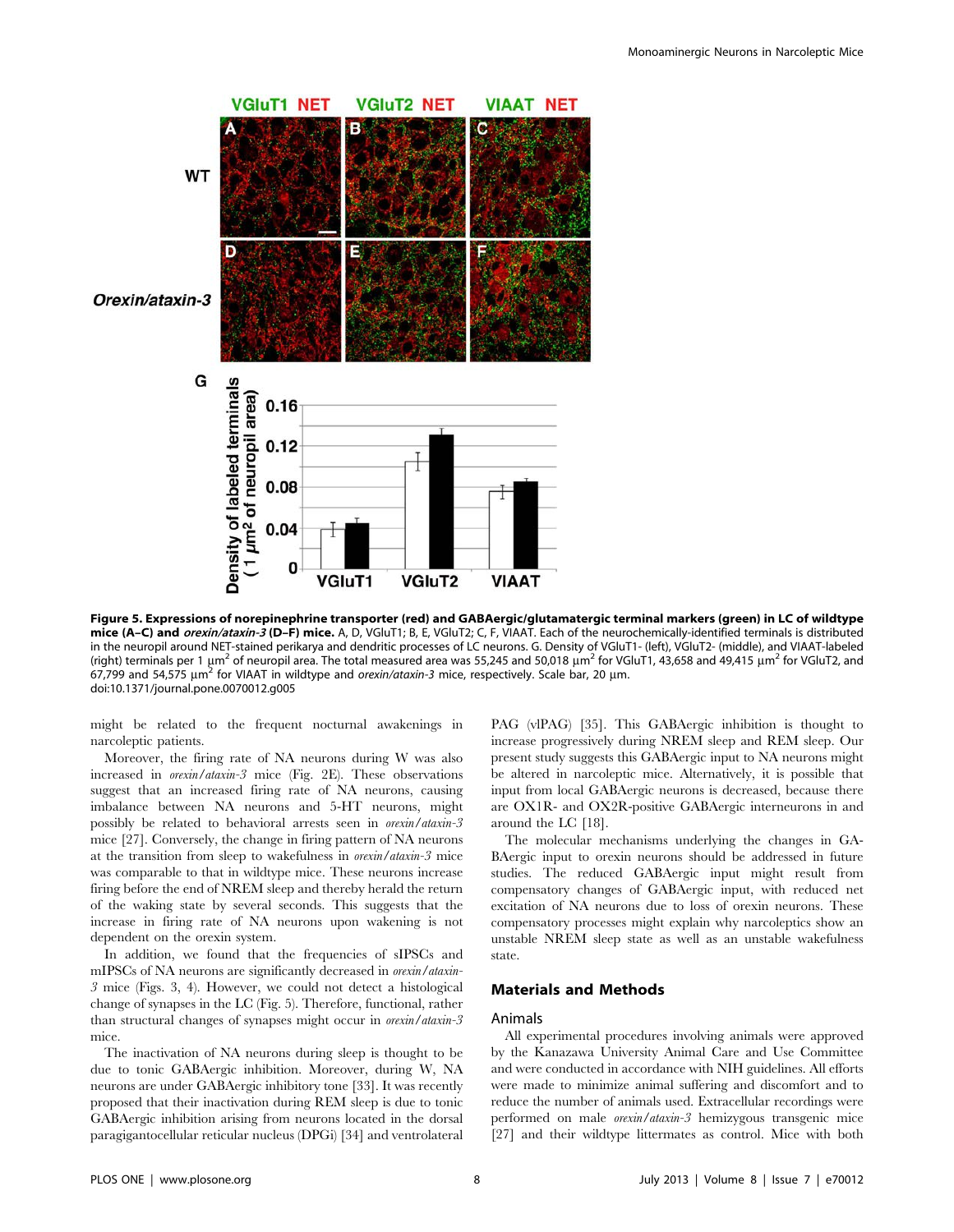**Figure 5. Expressions of norepinephrine transporter (red) and GABAergic/glutamatergic terminal markers (green) in LC of wildtype mice (A–C) and *orexin/ataxin-3* (D–F) mice.** A, D, VGluT1; B, E, VGluT2; C, F, VIAAT. Each of the neurochemically-identified terminals is distributed in the neuropil around NET-stained perikarya and dendritic processes of LC neurons. G. Density of VGluT1- (left), VGluT2- (middle), and VIAAT-labeled (right) terminals per 1 $\mu m^2$ of neuropil area. The total measured area was 55,245 and 50,018 $\mu m^2$ for VGluT1, 43,658 and 49,415 $\mu m^2$ for VGluT2, and 67,799 and 54,575 $\mu m^2$ for VIAAT in wildtype and *orexin/ataxin-3* mice, respectively. Scale bar, 20 µm.
doi:10.1371/journal.pone.0070012.g005

might be related to the frequent nocturnal awakenings in narcoleptic patients.

Moreover, the firing rate of NA neurons during W was also increased in *orexin/ataxin-3* mice (Fig. 2E). These observations suggest that an increased firing rate of NA neurons, causing imbalance between NA neurons and 5-HT neurons, might possibly be related to behavioral arrests seen in *orexin/ataxin-3* mice [27]. Conversely, the change in firing pattern of NA neurons at the transition from sleep to wakefulness in *orexin/ataxin-3* mice was comparable to that in wildtype mice. These neurons increase firing before the end of NREM sleep and thereby herald the return of the waking state by several seconds. This suggests that the increase in firing rate of NA neurons upon wakening is not dependent on the orexin system.

In addition, we found that the frequencies of sIPSCs and mIPSCs of NA neurons are significantly decreased in *orexin/ataxin-3* mice (Figs. 3, 4). However, we could not detect a histological change of synapses in the LC (Fig. 5). Therefore, functional, rather than structural changes of synapses might occur in *orexin/ataxin-3* mice.

The inactivation of NA neurons during sleep is thought to be due to tonic GABAergic inhibition. Moreover, during W, NA neurons are under GABAergic inhibitory tone [33]. It was recently proposed that their inactivation during REM sleep is due to tonic GABAergic inhibition arising from neurons located in the dorsal paragigantocellular reticular nucleus (DPGi) [34] and ventrolateral PAG (vlPAG) [35]. This GABAergic inhibition is thought to increase progressively during NREM sleep and REM sleep. Our present study suggests this GABAergic input to NA neurons might be altered in narcoleptic mice. Alternatively, it is possible that input from local GABAergic neurons is decreased, because there are OX1R- and OX2R-positive GABAergic interneurons in and around the LC [18].

The molecular mechanisms underlying the changes in GABAergic input to orexin neurons should be addressed in future studies. The reduced GABAergic input might result from compensatory changes of GABAergic input, with reduced net excitation of NA neurons due to loss of orexin neurons. These compensatory processes might explain why narcoleptics show an unstable NREM sleep state as well as an unstable wakefulness state.

## Materials and Methods

### Animals

All experimental procedures involving animals were approved by the Kanazawa University Animal Care and Use Committee and were conducted in accordance with NIH guidelines. All efforts were made to minimize animal suffering and discomfort and to reduce the number of animals used. Extracellular recordings were performed on male *orexin/ataxin-3* hemizygous transgenic mice [27] and their wildtype littermates as control. Mice with both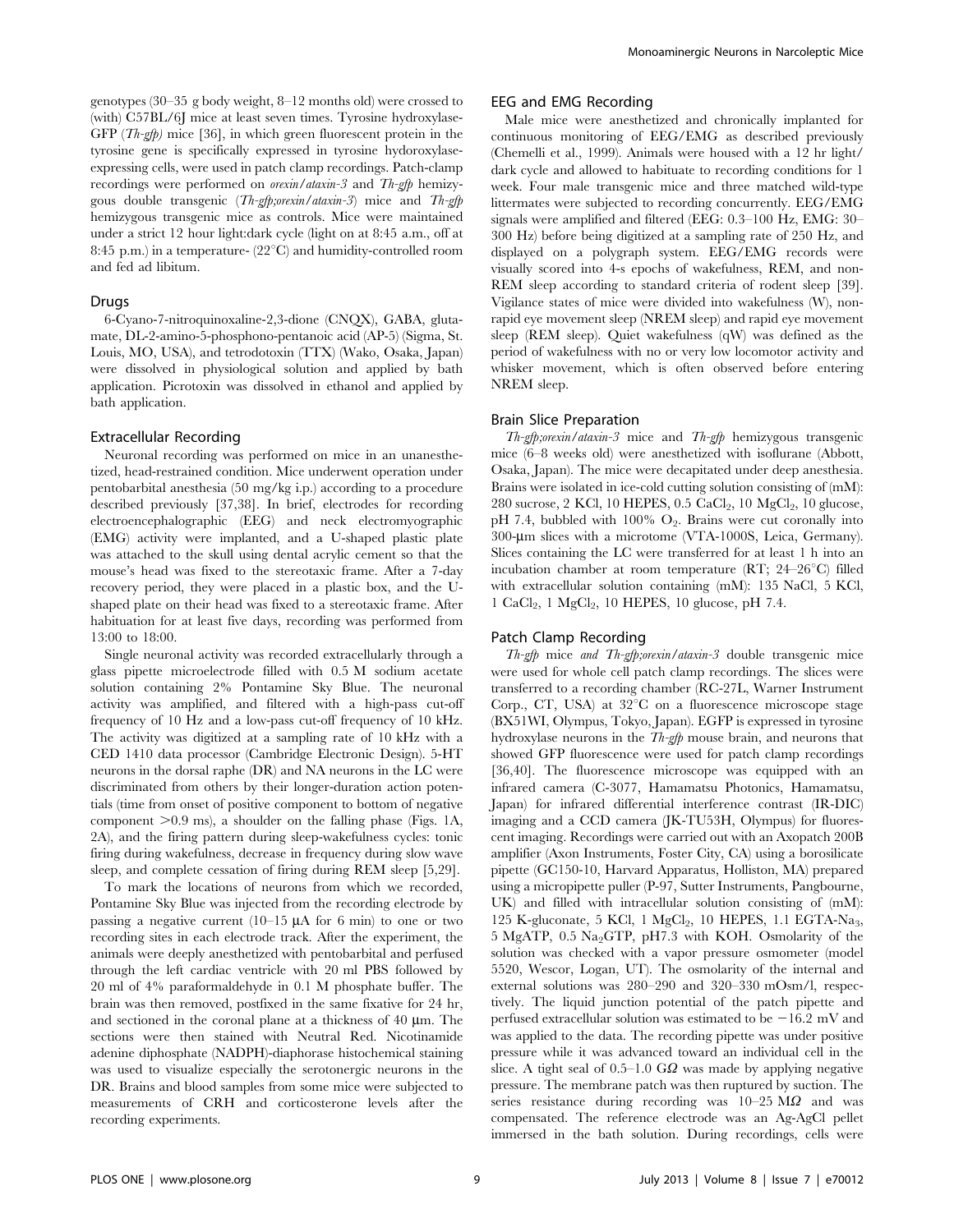genotypes (30–35 g body weight, 8–12 months old) were crossed to (with) C57BL/6J mice at least seven times. Tyrosine hydroxylase-GFP (*Th-gfp*) mice [36], in which green fluorescent protein in the tyrosine gene is specifically expressed in tyrosine hydoroxylase-expressing cells, were used in patch clamp recordings. Patch-clamp recordings were performed on *orexin/ataxin-3* and *Th-gfp* hemizygous double transgenic (*Th-gfp;orexin/ataxin-3*) mice and *Th-gfp* hemizygous transgenic mice as controls. Mice were maintained under a strict 12 hour light:dark cycle (light on at 8:45 a.m., off at 8:45 p.m.) in a temperature- (22°C) and humidity-controlled room and fed ad libitum.

## Drugs

6-Cyano-7-nitroquinoxaline-2,3-dione (CNQX), GABA, glutamate, DL-2-amino-5-phosphono-pentanoic acid (AP-5) (Sigma, St. Louis, MO, USA), and tetrodotoxin (TTX) (Wako, Osaka, Japan) were dissolved in physiological solution and applied by bath application. Picrotoxin was dissolved in ethanol and applied by bath application.

## Extracellular Recording

Neuronal recording was performed on mice in an unanesthetized, head-restrained condition. Mice underwent operation under pentobarbital anesthesia (50 mg/kg i.p.) according to a procedure described previously [37,38]. In brief, electrodes for recording electroencephalographic (EEG) and neck electromyographic (EMG) activity were implanted, and a U-shaped plastic plate was attached to the skull using dental acrylic cement so that the mouse's head was fixed to the stereotaxic frame. After a 7-day recovery period, they were placed in a plastic box, and the U-shaped plate on their head was fixed to a stereotaxic frame. After habituation for at least five days, recording was performed from 13:00 to 18:00.

Single neuronal activity was recorded extracellularly through a glass pipette microelectrode filled with 0.5 M sodium acetate solution containing 2% Pontamine Sky Blue. The neuronal activity was amplified, and filtered with a high-pass cut-off frequency of 10 Hz and a low-pass cut-off frequency of 10 kHz. The activity was digitized at a sampling rate of 10 kHz with a CED 1410 data processor (Cambridge Electronic Design). 5-HT neurons in the dorsal raphe (DR) and NA neurons in the LC were discriminated from others by their longer-duration action potentials (time from onset of positive component to bottom of negative component >0.9 ms), a shoulder on the falling phase (Figs. 1A, 2A), and the firing pattern during sleep-wakefulness cycles: tonic firing during wakefulness, decrease in frequency during slow wave sleep, and complete cessation of firing during REM sleep [5,29].

To mark the locations of neurons from which we recorded, Pontamine Sky Blue was injected from the recording electrode by passing a negative current (10–15 μA for 6 min) to one or two recording sites in each electrode track. After the experiment, the animals were deeply anesthetized with pentobarbital and perfused through the left cardiac ventricle with 20 ml PBS followed by 20 ml of 4% paraformaldehyde in 0.1 M phosphate buffer. The brain was then removed, postfixed in the same fixative for 24 hr, and sectioned in the coronal plane at a thickness of 40 μm. The sections were then stained with Neutral Red. Nicotinamide adenine diphosphate (NADPH)-diaphorase histochemical staining was used to visualize especially the serotonergic neurons in the DR. Brains and blood samples from some mice were subjected to measurements of CRH and corticosterone levels after the recording experiments.

## EEG and EMG Recording

Male mice were anesthetized and chronically implanted for continuous monitoring of EEG/EMG as described previously (Chemelli et al., 1999). Animals were housed with a 12 hr light/dark cycle and allowed to habituate to recording conditions for 1 week. Four male transgenic mice and three matched wild-type littermates were subjected to recording concurrently. EEG/EMG signals were amplified and filtered (EEG: 0.3–100 Hz, EMG: 30–300 Hz) before being digitized at a sampling rate of 250 Hz, and displayed on a polygraph system. EEG/EMG records were visually scored into 4-s epochs of wakefulness, REM, and non-REM sleep according to standard criteria of rodent sleep [39]. Vigilance states of mice were divided into wakefulness (W), non-rapid eye movement sleep (NREM sleep) and rapid eye movement sleep (REM sleep). Quiet wakefulness (qW) was defined as the period of wakefulness with no or very low locomotor activity and whisker movement, which is often observed before entering NREM sleep.

## Brain Slice Preparation

*Th-gfp;orexin/ataxin-3* mice and *Th-gfp* hemizygous transgenic mice (6–8 weeks old) were anesthetized with isoflurane (Abbott, Osaka, Japan). The mice were decapitated under deep anesthesia. Brains were isolated in ice-cold cutting solution consisting of (mM): 280 sucrose, 2 KCl, 10 HEPES, 0.5 $CaCl_2$, 10 $MgCl_2$, 10 glucose, pH 7.4, bubbled with 100% $O_2$. Brains were cut coronally into 300-μm slices with a microtome (VTA-1000S, Leica, Germany). Slices containing the LC were transferred for at least 1 h into an incubation chamber at room temperature (RT; 24–26°C) filled with extracellular solution containing (mM): 135 NaCl, 5 KCl, 1 $CaCl_2$, 1 $MgCl_2$, 10 HEPES, 10 glucose, pH 7.4.

## Patch Clamp Recording

*Th-gfp* mice *and Th-gfp;orexin/ataxin-3* double transgenic mice were used for whole cell patch clamp recordings. The slices were transferred to a recording chamber (RC-27L, Warner Instrument Corp., CT, USA) at 32°C on a fluorescence microscope stage (BX51WI, Olympus, Tokyo, Japan). EGFP is expressed in tyrosine hydroxylase neurons in the *Th-gfp* mouse brain, and neurons that showed GFP fluorescence were used for patch clamp recordings [36,40]. The fluorescence microscope was equipped with an infrared camera (C-3077, Hamamatsu Photonics, Hamamatsu, Japan) for infrared differential interference contrast (IR-DIC) imaging and a CCD camera (JK-TU53H, Olympus) for fluorescent imaging. Recordings were carried out with an Axopatch 200B amplifier (Axon Instruments, Foster City, CA) using a borosilicate pipette (GC150-10, Harvard Apparatus, Holliston, MA) prepared using a micropipette puller (P-97, Sutter Instruments, Pangbourne, UK) and filled with intracellular solution consisting of (mM): 125 K-gluconate, 5 KCl, 1 $MgCl_2$, 10 HEPES, 1.1 EGTA-$Na_3$, 5 MgATP, 0.5 $Na_2GTP$, pH7.3 with KOH. Osmolarity of the solution was checked with a vapor pressure osmometer (model 5520, Wescor, Logan, UT). The osmolarity of the internal and external solutions was 280–290 and 320–330 mOsm/l, respectively. The liquid junction potential of the patch pipette and perfused extracellular solution was estimated to be −16.2 mV and was applied to the data. The recording pipette was under positive pressure while it was advanced toward an individual cell in the slice. A tight seal of 0.5–1.0 GΩ was made by applying negative pressure. The membrane patch was then ruptured by suction. The series resistance during recording was 10–25 MΩ and was compensated. The reference electrode was an Ag-AgCl pellet immersed in the bath solution. During recordings, cells were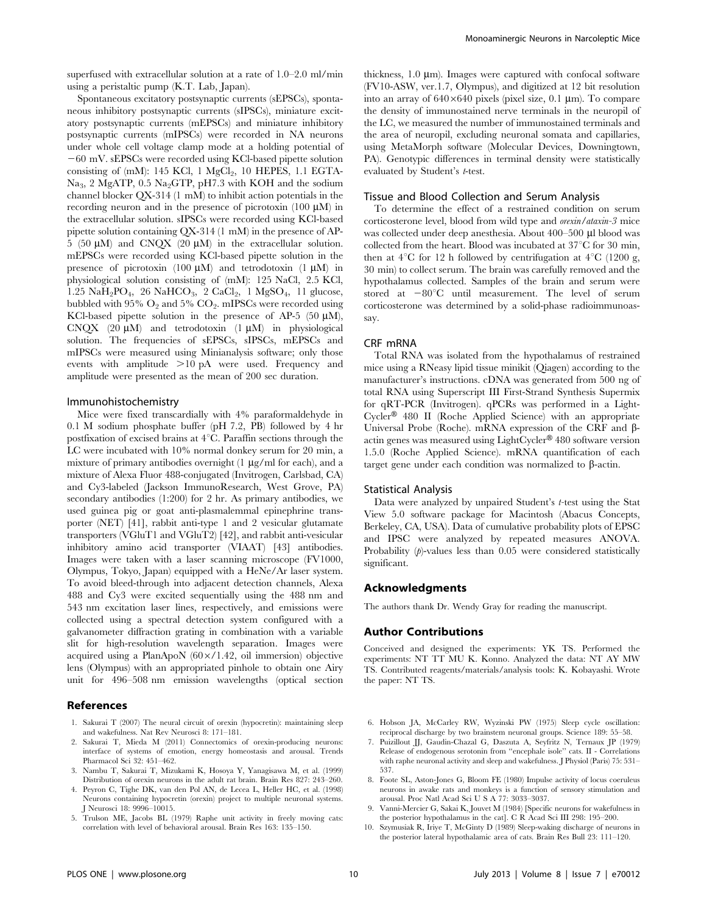superfused with extracellular solution at a rate of 1.0–2.0 ml/min using a peristaltic pump (K.T. Lab, Japan).

Spontaneous excitatory postsynaptic currents (sEPSCs), spontaneous inhibitory postsynaptic currents (sIPSCs), miniature excitatory postsynaptic currents (mEPSCs) and miniature inhibitory postsynaptic currents (mIPSCs) were recorded in NA neurons under whole cell voltage clamp mode at a holding potential of −60 mV. sEPSCs were recorded using KCl-based pipette solution consisting of (mM): 145 KCl, 1 $MgCl_2$, 10 HEPES, 1.1 EGTA-$Na_3$, 2 MgATP, 0.5 $Na_2GTP$, pH7.3 with KOH and the sodium channel blocker QX-314 (1 mM) to inhibit action potentials in the recording neuron and in the presence of picrotoxin (100 µM) in the extracellular solution. sIPSCs were recorded using KCl-based pipette solution containing QX-314 (1 mM) in the presence of AP-5 (50 µM) and CNQX (20 µM) in the extracellular solution. mEPSCs were recorded using KCl-based pipette solution in the presence of picrotoxin (100 µM) and tetrodotoxin (1 µM) in physiological solution consisting of (mM): 125 NaCl, 2.5 KCl, 1.25 $NaH_2PO_4$, 26 $NaHCO_3$, 2 $CaCl_2$, 1 $MgSO_4$, 11 glucose, bubbled with 95% $O_2$ and 5% $CO_2$. mIPSCs were recorded using KCl-based pipette solution in the presence of AP-5 (50 µM), CNQX (20 µM) and tetrodotoxin (1 µM) in physiological solution. The frequencies of sEPSCs, sIPSCs, mEPSCs and mIPSCs were measured using Minianalysis software; only those events with amplitude >10 pA were used. Frequency and amplitude were presented as the mean of 200 sec duration.

### Immunohistochemistry

Mice were fixed transcardially with 4% paraformaldehyde in 0.1 M sodium phosphate buffer (pH 7.2, PB) followed by 4 hr postfixation of excised brains at 4°C. Paraffin sections through the LC were incubated with 10% normal donkey serum for 20 min, a mixture of primary antibodies overnight (1 µg/ml for each), and a mixture of Alexa Fluor 488-conjugated (Invitrogen, Carlsbad, CA) and Cy3-labeled (Jackson ImmunoResearch, West Grove, PA) secondary antibodies (1:200) for 2 hr. As primary antibodies, we used guinea pig or goat anti-plasmalemmal epinephrine transporter (NET) [41], rabbit anti-type 1 and 2 vesicular glutamate transporters (VGluT1 and VGluT2) [42], and rabbit anti-vesicular inhibitory amino acid transporter (VIAAT) [43] antibodies. Images were taken with a laser scanning microscope (FV1000, Olympus, Tokyo, Japan) equipped with a HeNe/Ar laser system. To avoid bleed-through into adjacent detection channels, Alexa 488 and Cy3 were excited sequentially using the 488 nm and 543 nm excitation laser lines, respectively, and emissions were collected using a spectral detection system configured with a galvanometer diffraction grating in combination with a variable slit for high-resolution wavelength separation. Images were acquired using a PlanApoN (60×/1.42, oil immersion) objective lens (Olympus) with an appropriated pinhole to obtain one Airy unit for 496–508 nm emission wavelengths (optical section thickness, 1.0 µm). Images were captured with confocal software (FV10-ASW, ver.1.7, Olympus), and digitized at 12 bit resolution into an array of 640×640 pixels (pixel size, 0.1 µm). To compare the density of immunostained nerve terminals in the neuropil of the LC, we measured the number of immunostained terminals and the area of neuropil, excluding neuronal somata and capillaries, using MetaMorph software (Molecular Devices, Downingtown, PA). Genotypic differences in terminal density were statistically evaluated by Student's *t*-test.

### Tissue and Blood Collection and Serum Analysis

To determine the effect of a restrained condition on serum corticosterone level, blood from wild type and *orexin/ataxin-3* mice was collected under deep anesthesia. About 400–500 µl blood was collected from the heart. Blood was incubated at 37°C for 30 min, then at 4°C for 12 h followed by centrifugation at 4°C (1200 g, 30 min) to collect serum. The brain was carefully removed and the hypothalamus collected. Samples of the brain and serum were stored at −80°C until measurement. The level of serum corticosterone was determined by a solid-phase radioimmunoassay.

### CRF mRNA

Total RNA was isolated from the hypothalamus of restrained mice using a RNeasy lipid tissue minikit (Qiagen) according to the manufacturer's instructions. cDNA was generated from 500 ng of total RNA using Superscript III First-Strand Synthesis Supermix for qRT-PCR (Invitrogen). qPCRs was performed in a LightCycler® 480 II (Roche Applied Science) with an appropriate Universal Probe (Roche). mRNA expression of the CRF and β-actin genes was measured using LightCycler® 480 software version 1.5.0 (Roche Applied Science). mRNA quantification of each target gene under each condition was normalized to β-actin.

### Statistical Analysis

Data were analyzed by unpaired Student's *t*-test using the Stat View 5.0 software package for Macintosh (Abacus Concepts, Berkeley, CA, USA). Data of cumulative probability plots of EPSC and IPSC were analyzed by repeated measures ANOVA. Probability (*p*)-values less than 0.05 were considered statistically significant.

## Acknowledgments

The authors thank Dr. Wendy Gray for reading the manuscript.

## Author Contributions

Conceived and designed the experiments: YK TS. Performed the experiments: NT TT MU K. Konno. Analyzed the data: NT AY MW TS. Contributed reagents/materials/analysis tools: K. Kobayashi. Wrote the paper: NT TS.

## References

1. Sakurai T (2007) The neural circuit of orexin (hypocretin): maintaining sleep and wakefulness. Nat Rev Neurosci 8: 171–181.
2. Sakurai T, Mieda M (2011) Connectomics of orexin-producing neurons: interface of systems of emotion, energy homeostasis and arousal. Trends Pharmacol Sci 32: 451–462.
3. Nambu T, Sakurai T, Mizukami K, Hosoya Y, Yanagisawa M, et al. (1999) Distribution of orexin neurons in the adult rat brain. Brain Res 827: 243–260.
4. Peyron C, Tighe DK, van den Pol AN, de Lecea L, Heller HC, et al. (1998) Neurons containing hypocretin (orexin) project to multiple neuronal systems. J Neurosci 18: 9996–10015.
5. Trulson ME, Jacobs BL (1979) Raphe unit activity in freely moving cats: correlation with level of behavioral arousal. Brain Res 163: 135–150.
6. Hobson JA, McCarley RW, Wyzinski PW (1975) Sleep cycle oscillation: reciprocal discharge by two brainstem neuronal groups. Science 189: 55–58.
7. Puizillout JJ, Gaudin-Chazal G, Daszuta A, Seyfritz N, Ternaux JP (1979) Release of endogenous serotonin from "encephale isole" cats. II - Correlations with raphe neuronal activity and sleep and wakefulness. J Physiol (Paris) 75: 531–537.
8. Foote SL, Aston-Jones G, Bloom FE (1980) Impulse activity of locus coeruleus neurons in awake rats and monkeys is a function of sensory stimulation and arousal. Proc Natl Acad Sci U S A 77: 3033–3037.
9. Vanni-Mercier G, Sakai K, Jouvet M (1984) [Specific neurons for wakefulness in the posterior hypothalamus in the cat]. C R Acad Sci III 298: 195–200.
10. Szymusiak R, Iriye T, McGinty D (1989) Sleep-waking discharge of neurons in the posterior lateral hypothalamic area of cats. Brain Res Bull 23: 111–120.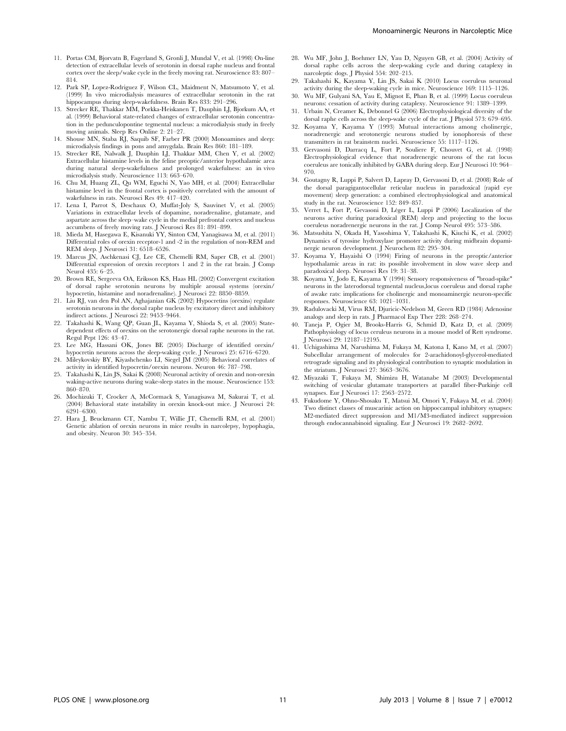11. Portas CM, Bjorvatn B, Fagerland S, Gronli J, Mundal V, et al. (1998) On-line detection of extracellular levels of serotonin in dorsal raphe nucleus and frontal cortex over the sleep/wake cycle in the freely moving rat. Neuroscience 83: 807–814.
12. Park SP, Lopez-Rodriguez F, Wilson CL, Maidment N, Matsumoto Y, et al. (1999) In vivo microdialysis measures of extracellular serotonin in the rat hippocampus during sleep-wakefulness. Brain Res 833: 291–296.
13. Strecker RE, Thakkar MM, Porkka-Heiskanen T, Dauphin LJ, Bjorkum AA, et al. (1999) Behavioral state-related changes of extracellular serotonin concentration in the pedunculopontine tegmental nucleus: a microdialysis study in freely moving animals. Sleep Res Online 2: 21–27.
14. Shouse MN, Staba RJ, Saquib SF, Farber PR (2000) Monoamines and sleep: microdialysis findings in pons and amygdala. Brain Res 860: 181–189.
15. Strecker RE, Nalwalk J, Dauphin LJ, Thakkar MM, Chen Y, et al. (2002) Extracellular histamine levels in the feline preoptic/anterior hypothalamic area during natural sleep-wakefulness and prolonged wakefulness: an in vivo microdialysis study. Neuroscience 113: 663–670.
16. Chu M, Huang ZL, Qu WM, Eguchi N, Yao MH, et al. (2004) Extracellular histamine level in the frontal cortex is positively correlated with the amount of wakefulness in rats. Neurosci Res 49: 417–420.
17. Lena I, Parrot S, Deschaux O, Muffat-Joly S, Sauvinet V, et al. (2005) Variations in extracellular levels of dopamine, noradrenaline, glutamate, and aspartate across the sleep–wake cycle in the medial prefrontal cortex and nucleus accumbens of freely moving rats. J Neurosci Res 81: 891–899.
18. Mieda M, Hasegawa E, Kisanuki YY, Sinton CM, Yanagisawa M, et al. (2011) Differential roles of orexin receptor-1 and -2 in the regulation of non-REM and REM sleep. J Neurosci 31: 6518–6526.
19. Marcus JN, Aschkenasi CJ, Lee CE, Chemelli RM, Saper CB, et al. (2001) Differential expression of orexin receptors 1 and 2 in the rat brain. J Comp Neurol 435: 6–25.
20. Brown RE, Sergeeva OA, Eriksson KS, Haas HL (2002) Convergent excitation of dorsal raphe serotonin neurons by multiple arousal systems (orexin/hypocretin, histamine and noradrenaline). J Neurosci 22: 8850–8859.
21. Liu RJ, van den Pol AN, Aghajanian GK (2002) Hypocretins (orexins) regulate serotonin neurons in the dorsal raphe nucleus by excitatory direct and inhibitory indirect actions. J Neurosci 22: 9453–9464.
22. Takahashi K, Wang QP, Guan JL, Kayama Y, Shioda S, et al. (2005) State-dependent effects of orexins on the serotonergic dorsal raphe neurons in the rat. Regul Pept 126: 43–47.
23. Lee MG, Hassani OK, Jones BE (2005) Discharge of identified orexin/hypocretin neurons across the sleep-waking cycle. J Neurosci 25: 6716–6720.
24. Mileykovskiy BY, Kiyashchenko LI, Siegel JM (2005) Behavioral correlates of activity in identified hypocretin/orexin neurons. Neuron 46: 787–798.
25. Takahashi K, Lin JS, Sakai K (2008) Neuronal activity of orexin and non-orexin waking-active neurons during wake-sleep states in the mouse. Neuroscience 153: 860–870.
26. Mochizuki T, Crocker A, McCormack S, Yanagisawa M, Sakurai T, et al. (2004) Behavioral state instability in orexin knock-out mice. J Neurosci 24: 6291–6300.
27. Hara J, Beuckmann CT, Nambu T, Willie JT, Chemelli RM, et al. (2001) Genetic ablation of orexin neurons in mice results in narcolepsy, hypophagia, and obesity. Neuron 30: 345–354.
28. Wu MF, John J, Boehmer LN, Yau D, Nguyen GB, et al. (2004) Activity of dorsal raphe cells across the sleep-waking cycle and during cataplexy in narcoleptic dogs. J Physiol 554: 202–215.
29. Takahashi K, Kayama Y, Lin JS, Sakai K (2010) Locus coeruleus neuronal activity during the sleep-waking cycle in mice. Neuroscience 169: 1115–1126.
30. Wu MF, Gulyani SA, Yau E, Mignot E, Phan B, et al. (1999) Locus coeruleus neurons: cessation of activity during cataplexy. Neuroscience 91: 1389–1399.
31. Urbain N, Creamer K, Debonnel G (2006) Electrophysiological diversity of the dorsal raphe cells across the sleep-wake cycle of the rat. J Physiol 573: 679–695.
32. Koyama Y, Kayama Y (1993) Mutual interactions among cholinergic, noradrenergic and serotonergic neurons studied by ionophoresis of these transmitters in rat brainstem nuclei. Neuroscience 55: 1117–1126.
33. Gervasoni D, Darracq L, Fort P, Souliere F, Chouvet G, et al. (1998) Electrophysiological evidence that noradrenergic neurons of the rat locus coeruleus are tonically inhibited by GABA during sleep. Eur J Neurosci 10: 964–970.
34. Goutagny R, Luppi P, Salvert D, Lapray D, Gervasoni D, et al. (2008) Role of the dorsal paragigantocellular reticular nucleus in paradoxical (rapid eye movement) sleep generation: a combined electrophysiological and anatomical study in the rat. Neuroscience 152: 849–857.
35. Verret L, Fort P, Gervasoni D, Léger L, Luppi P (2006) Localization of the neurons active during paradoxical (REM) sleep and projecting to the locus coeruleus noradrenergic neurons in the rat. J Comp Neurol 495: 573–586.
36. Matsushita N, Okada H, Yasoshima Y, Takahashi K, Kiuchi K, et al. (2002) Dynamics of tyrosine hydroxylase promoter activity during midbrain dopaminergic neuron development. J Neurochem 82: 295–304.
37. Koyama Y, Hayaishi O (1994) Firing of neurons in the preoptic/anterior hypothalamic areas in rat: its possible involvement in slow wave sleep and paradoxical sleep. Neurosci Res 19: 31–38.
38. Koyama Y, Jodo E, Kayama Y (1994) Sensory responsiveness of "broad-spike" neurons in the laterodorsal tegmental nucleus,locus coeruleus and dorsal raphe of awake rats: implications for cholinergic and monoaminergic neuron-specific responses. Neuroscience 63: 1021–1031.
39. Radulovacki M, Virus RM, Djuricic-Nedelson M, Green RD (1984) Adenosine analogs and sleep in rats. J Pharmacol Exp Ther 228: 268–274.
40. Taneja P, Ogier M, Brooks-Harris G, Schmid D, Katz D, et al. (2009) Pathophysiology of locus ceruleus neurons in a mouse model of Rett syndrome. J Neurosci 29: 12187–12195.
41. Uchigashima M, Narushima M, Fukaya M, Katona I, Kano M, et al. (2007) Subcellular arrangement of molecules for 2-arachidonoyl-glycerol-mediated retrograde signaling and its physiological contribution to synaptic modulation in the striatum. J Neurosci 27: 3663–3676.
42. Miyazaki T, Fukaya M, Shimizu H, Watanabe M (2003) Developmental switching of vesicular glutamate transporters at parallel fiber-Purkinje cell synapses. Eur J Neurosci 17: 2563–2572.
43. Fukudome Y, Ohno-Shosaku T, Matsui M, Omori Y, Fukaya M, et al. (2004) Two distinct classes of muscarinic action on hippoccampal inhibitory synapses: M2-mediated direct suppression and M1/M3-mediated indirect suppression through endocannabinoid signaling. Eur J Neurosci 19: 2682–2692.